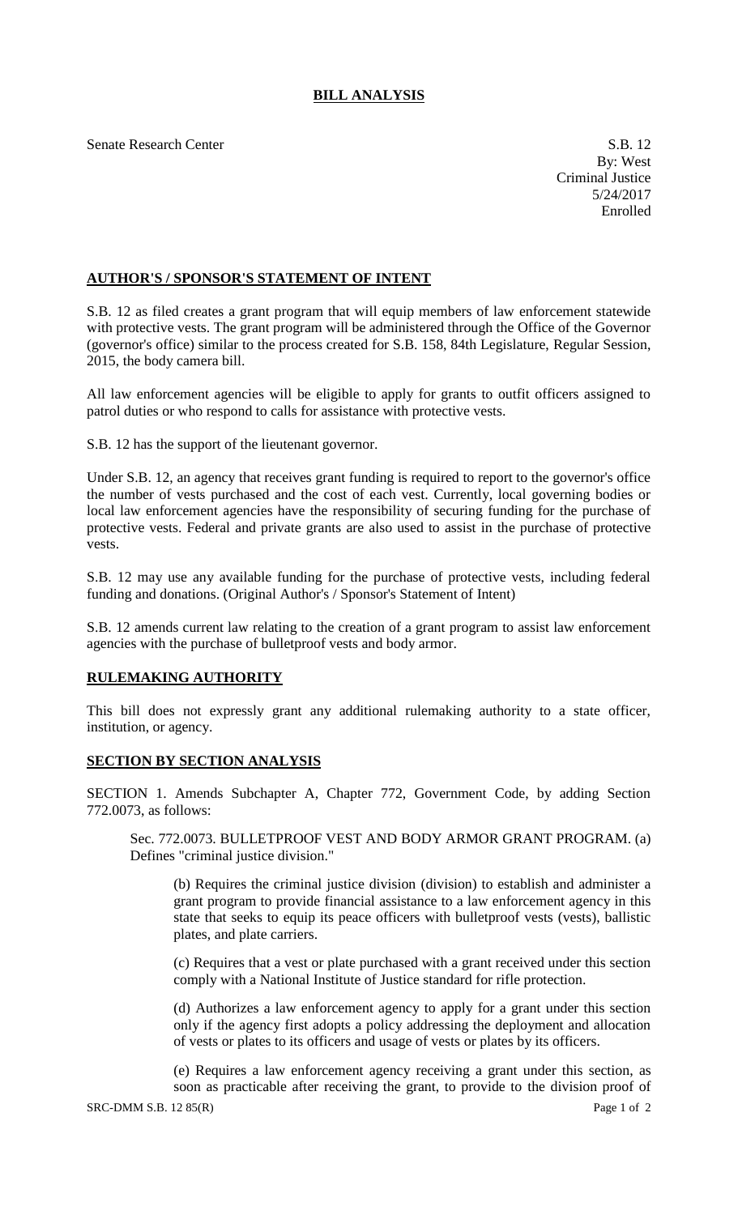# BILL ANALYSIS

Senate Research Center

S.B. 12
By: West
Criminal Justice
5/24/2017
Enrolled

## AUTHOR'S / SPONSOR'S STATEMENT OF INTENT

S.B. 12 as filed creates a grant program that will equip members of law enforcement statewide with protective vests. The grant program will be administered through the Office of the Governor (governor's office) similar to the process created for S.B. 158, 84th Legislature, Regular Session, 2015, the body camera bill.

All law enforcement agencies will be eligible to apply for grants to outfit officers assigned to patrol duties or who respond to calls for assistance with protective vests.

S.B. 12 has the support of the lieutenant governor.

Under S.B. 12, an agency that receives grant funding is required to report to the governor's office the number of vests purchased and the cost of each vest. Currently, local governing bodies or local law enforcement agencies have the responsibility of securing funding for the purchase of protective vests. Federal and private grants are also used to assist in the purchase of protective vests.

S.B. 12 may use any available funding for the purchase of protective vests, including federal funding and donations. (Original Author's / Sponsor's Statement of Intent)

S.B. 12 amends current law relating to the creation of a grant program to assist law enforcement agencies with the purchase of bulletproof vests and body armor.

## RULEMAKING AUTHORITY

This bill does not expressly grant any additional rulemaking authority to a state officer, institution, or agency.

## SECTION BY SECTION ANALYSIS

SECTION 1. Amends Subchapter A, Chapter 772, Government Code, by adding Section 772.0073, as follows:

Sec. 772.0073. BULLETPROOF VEST AND BODY ARMOR GRANT PROGRAM. (a) Defines "criminal justice division."

(b) Requires the criminal justice division (division) to establish and administer a grant program to provide financial assistance to a law enforcement agency in this state that seeks to equip its peace officers with bulletproof vests (vests), ballistic plates, and plate carriers.

(c) Requires that a vest or plate purchased with a grant received under this section comply with a National Institute of Justice standard for rifle protection.

(d) Authorizes a law enforcement agency to apply for a grant under this section only if the agency first adopts a policy addressing the deployment and allocation of vests or plates to its officers and usage of vests or plates by its officers.

(e) Requires a law enforcement agency receiving a grant under this section, as soon as practicable after receiving the grant, to provide to the division proof of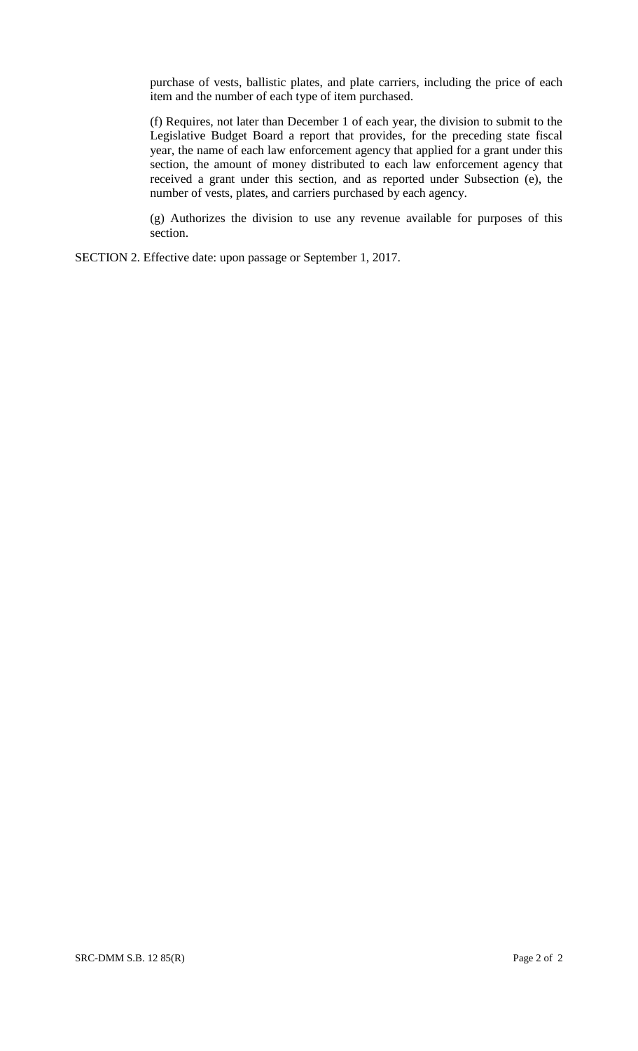purchase of vests, ballistic plates, and plate carriers, including the price of each item and the number of each type of item purchased.

(f) Requires, not later than December 1 of each year, the division to submit to the Legislative Budget Board a report that provides, for the preceding state fiscal year, the name of each law enforcement agency that applied for a grant under this section, the amount of money distributed to each law enforcement agency that received a grant under this section, and as reported under Subsection (e), the number of vests, plates, and carriers purchased by each agency.

(g) Authorizes the division to use any revenue available for purposes of this section.

SECTION 2. Effective date: upon passage or September 1, 2017.